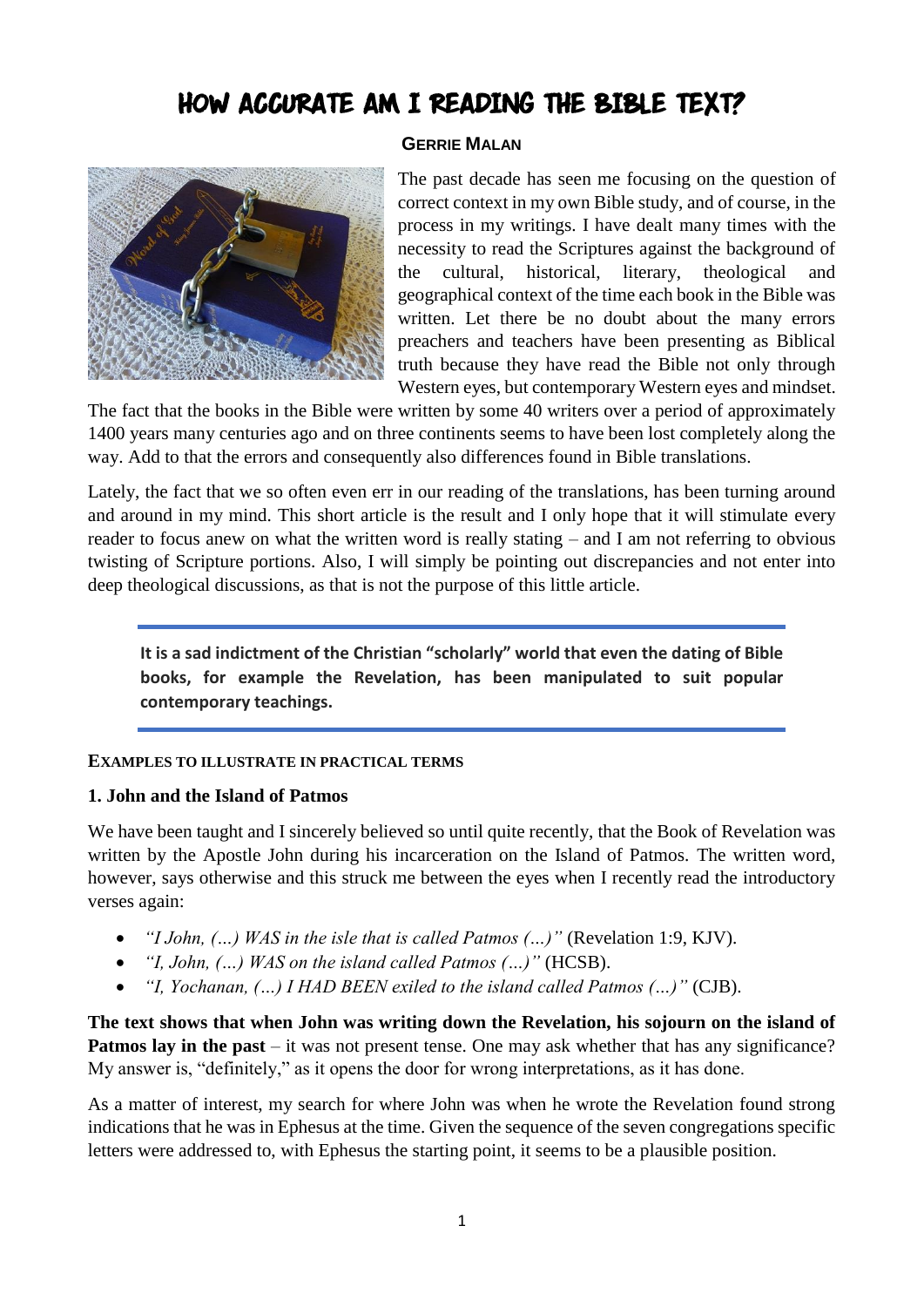# HOW ACCURATE AM I READING THE BIBLE TEXT?

**GERRIE MALAN**

The past decade has seen me focusing on the question of correct context in my own Bible study, and of course, in the process in my writings. I have dealt many times with the necessity to read the Scriptures against the background of the cultural, historical, literary, theological and geographical context of the time each book in the Bible was written. Let there be no doubt about the many errors preachers and teachers have been presenting as Biblical truth because they have read the Bible not only through Western eyes, but contemporary Western eyes and mindset. The fact that the books in the Bible were written by some 40 writers over a period of approximately 1400 years many centuries ago and on three continents seems to have been lost completely along the way. Add to that the errors and consequently also differences found in Bible translations.

Lately, the fact that we so often even err in our reading of the translations, has been turning around and around in my mind. This short article is the result and I only hope that it will stimulate every reader to focus anew on what the written word is really stating – and I am not referring to obvious twisting of Scripture portions. Also, I will simply be pointing out discrepancies and not enter into deep theological discussions, as that is not the purpose of this little article.

> **It is a sad indictment of the Christian "scholarly" world that even the dating of Bible books, for example the Revelation, has been manipulated to suit popular contemporary teachings.**

#### EXAMPLES TO ILLUSTRATE IN PRACTICAL TERMS

#### 1. John and the Island of Patmos

We have been taught and I sincerely believed so until quite recently, that the Book of Revelation was written by the Apostle John during his incarceration on the Island of Patmos. The written word, however, says otherwise and this struck me between the eyes when I recently read the introductory verses again:

- *"I John, (…) WAS in the isle that is called Patmos (…)"* (Revelation 1:9, KJV).
- *"I, John, (…) WAS on the island called Patmos (…)"* (HCSB).
- *"I, Yochanan, (…) I HAD BEEN exiled to the island called Patmos (…)"* (CJB).

**The text shows that when John was writing down the Revelation, his sojourn on the island of Patmos lay in the past** – it was not present tense. One may ask whether that has any significance? My answer is, "definitely," as it opens the door for wrong interpretations, as it has done.

As a matter of interest, my search for where John was when he wrote the Revelation found strong indications that he was in Ephesus at the time. Given the sequence of the seven congregations specific letters were addressed to, with Ephesus the starting point, it seems to be a plausible position.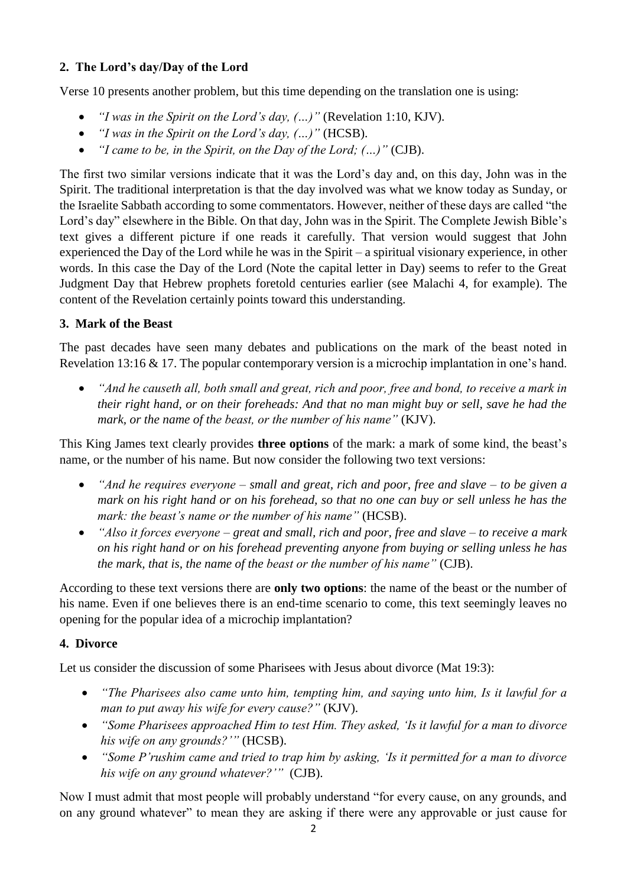## 2. The Lord's day/Day of the Lord

Verse 10 presents another problem, but this time depending on the translation one is using:

- *"I was in the Spirit on the Lord's day, (…)"* (Revelation 1:10, KJV).
- *"I was in the Spirit on the Lord's day, (…)"* (HCSB).
- *"I came to be, in the Spirit, on the Day of the Lord; (…)"* (CJB).

The first two similar versions indicate that it was the Lord's day and, on this day, John was in the Spirit. The traditional interpretation is that the day involved was what we know today as Sunday, or the Israelite Sabbath according to some commentators. However, neither of these days are called "the Lord's day" elsewhere in the Bible. On that day, John was in the Spirit. The Complete Jewish Bible's text gives a different picture if one reads it carefully. That version would suggest that John experienced the Day of the Lord while he was in the Spirit – a spiritual visionary experience, in other words. In this case the Day of the Lord (Note the capital letter in Day) seems to refer to the Great Judgment Day that Hebrew prophets foretold centuries earlier (see Malachi 4, for example). The content of the Revelation certainly points toward this understanding.

## 3. Mark of the Beast

The past decades have seen many debates and publications on the mark of the beast noted in Revelation 13:16 & 17. The popular contemporary version is a microchip implantation in one's hand.

- *"And he causeth all, both small and great, rich and poor, free and bond, to receive a mark in their right hand, or on their foreheads: And that no man might buy or sell, save he had the mark, or the name of the beast, or the number of his name"* (KJV).

This King James text clearly provides **three options** of the mark: a mark of some kind, the beast's name, or the number of his name. But now consider the following two text versions:

- *"And he requires everyone – small and great, rich and poor, free and slave – to be given a mark on his right hand or on his forehead, so that no one can buy or sell unless he has the mark: the beast's name or the number of his name"* (HCSB).
- *"Also it forces everyone – great and small, rich and poor, free and slave – to receive a mark on his right hand or on his forehead preventing anyone from buying or selling unless he has the mark, that is, the name of the beast or the number of his name"* (CJB).

According to these text versions there are **only two options**: the name of the beast or the number of his name. Even if one believes there is an end-time scenario to come, this text seemingly leaves no opening for the popular idea of a microchip implantation?

## 4. Divorce

Let us consider the discussion of some Pharisees with Jesus about divorce (Mat 19:3):

- *"The Pharisees also came unto him, tempting him, and saying unto him, Is it lawful for a man to put away his wife for every cause?"* (KJV).
- *"Some Pharisees approached Him to test Him. They asked, 'Is it lawful for a man to divorce his wife on any grounds?'"* (HCSB).
- *"Some P'rushim came and tried to trap him by asking, 'Is it permitted for a man to divorce his wife on any ground whatever?'"* (CJB).

Now I must admit that most people will probably understand "for every cause, on any grounds, and on any ground whatever" to mean they are asking if there were any approvable or just cause for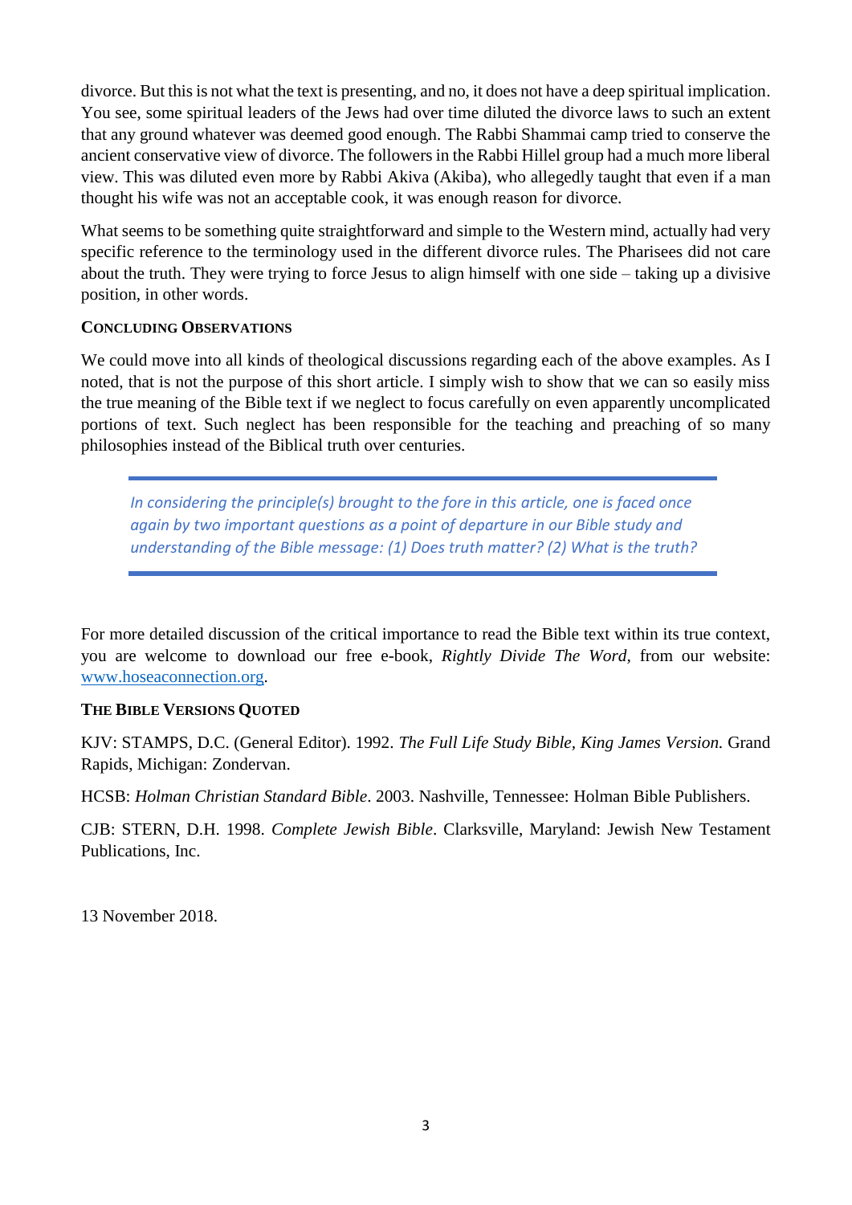divorce. But this is not what the text is presenting, and no, it does not have a deep spiritual implication. You see, some spiritual leaders of the Jews had over time diluted the divorce laws to such an extent that any ground whatever was deemed good enough. The Rabbi Shammai camp tried to conserve the ancient conservative view of divorce. The followers in the Rabbi Hillel group had a much more liberal view. This was diluted even more by Rabbi Akiva (Akiba), who allegedly taught that even if a man thought his wife was not an acceptable cook, it was enough reason for divorce.

What seems to be something quite straightforward and simple to the Western mind, actually had very specific reference to the terminology used in the different divorce rules. The Pharisees did not care about the truth. They were trying to force Jesus to align himself with one side – taking up a divisive position, in other words.

### Concluding Observations

We could move into all kinds of theological discussions regarding each of the above examples. As I noted, that is not the purpose of this short article. I simply wish to show that we can so easily miss the true meaning of the Bible text if we neglect to focus carefully on even apparently uncomplicated portions of text. Such neglect has been responsible for the teaching and preaching of so many philosophies instead of the Biblical truth over centuries.

> *In considering the principle(s) brought to the fore in this article, one is faced once again by two important questions as a point of departure in our Bible study and understanding of the Bible message: (1) Does truth matter? (2) What is the truth?*

For more detailed discussion of the critical importance to read the Bible text within its true context, you are welcome to download our free e-book, *Rightly Divide The Word*, from our website: www.hoseaconnection.org.

### The Bible Versions Quoted

KJV: STAMPS, D.C. (General Editor). 1992. *The Full Life Study Bible, King James Version.* Grand Rapids, Michigan: Zondervan.

HCSB: *Holman Christian Standard Bible*. 2003. Nashville, Tennessee: Holman Bible Publishers.

CJB: STERN, D.H. 1998. *Complete Jewish Bible*. Clarksville, Maryland: Jewish New Testament Publications, Inc.

13 November 2018.